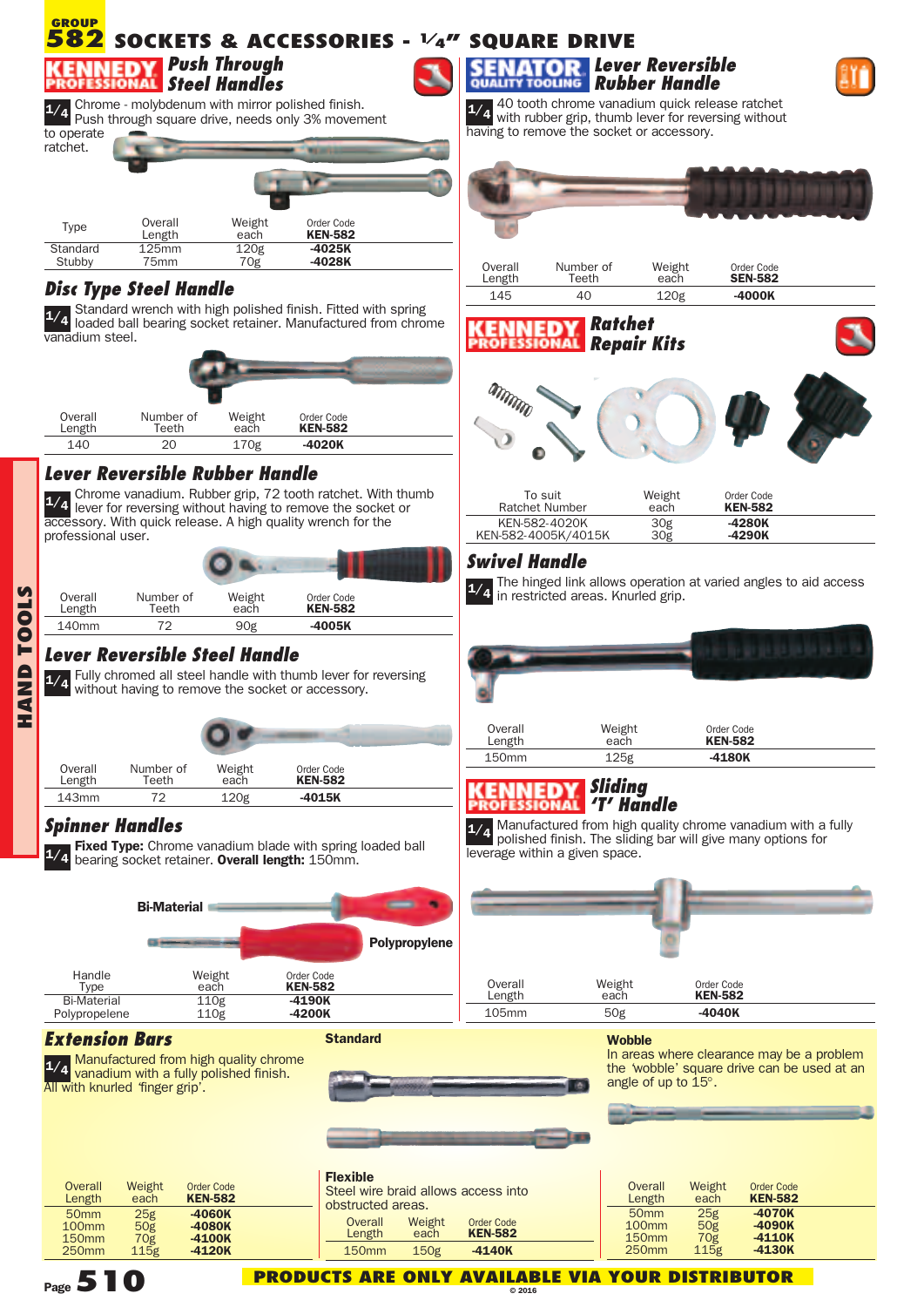# GROUP 582 SOCKETS & ACCESSORIES - 1/4" SQUARE DRIVE

## KENNEDY PROFESSIONAL Push Through Steel Handles

1/4 Chrome - molybdenum with mirror polished finish. Push through square drive, needs only 3% movement to operate ratchet.

| Type | Overall Length | Weight each | Order Code KEN-582 |
|---|---|---|---|
| Standard | 125mm | 120g | -4025K |
| Stubby | 75mm | 70g | -4028K |

## Disc Type Steel Handle

1/4 Standard wrench with high polished finish. Fitted with spring loaded ball bearing socket retainer. Manufactured from chrome vanadium steel.

| Overall Length | Number of Teeth | Weight each | Order Code KEN-582 |
|---|---|---|---|
| 140 | 20 | 170g | -4020K |

## Lever Reversible Rubber Handle

1/4 Chrome vanadium. Rubber grip, 72 tooth ratchet. With thumb lever for reversing without having to remove the socket or accessory. With quick release. A high quality wrench for the professional user.

| Overall Length | Number of Teeth | Weight each | Order Code KEN-582 |
|---|---|---|---|
| 140mm | 72 | 90g | -4005K |

## Lever Reversible Steel Handle

1/4 Fully chromed all steel handle with thumb lever for reversing without having to remove the socket or accessory.

| Overall Length | Number of Teeth | Weight each | Order Code KEN-582 |
|---|---|---|---|
| 143mm | 72 | 120g | -4015K |

## Spinner Handles

1/4 **Fixed Type:** Chrome vanadium blade with spring loaded ball bearing socket retainer. **Overall length:** 150mm.

Bi-Material

Polypropylene

| Handle Type | Weight each | Order Code KEN-582 |
|---|---|---|
| Bi-Material | 110g | -4190K |
| Polypropelene | 110g | -4200K |

## SENATOR QUALITY TOOLING Lever Reversible Rubber Handle

1/4 40 tooth chrome vanadium quick release ratchet with rubber grip, thumb lever for reversing without having to remove the socket or accessory.

| Overall Length | Number of Teeth | Weight each | Order Code SEN-582 |
|---|---|---|---|
| 145 | 40 | 120g | -4000K |

## KENNEDY PROFESSIONAL Ratchet Repair Kits

| To suit Ratchet Number | Weight each | Order Code KEN-582 |
|---|---|---|
| KEN-582-4020K | 30g | -4280K |
| KEN-582-4005K/4015K | 30g | -4290K |

## Swivel Handle

1/4 The hinged link allows operation at varied angles to aid access in restricted areas. Knurled grip.

| Overall Length | Weight each | Order Code KEN-582 |
|---|---|---|
| 150mm | 125g | -4180K |

## KENNEDY PROFESSIONAL Sliding 'T' Handle

1/4 Manufactured from high quality chrome vanadium with a fully polished finish. The sliding bar will give many options for leverage within a given space.

| Overall Length | Weight each | Order Code KEN-582 |
|---|---|---|
| 105mm | 50g | -4040K |

## Extension Bars

1/4 Manufactured from high quality chrome vanadium with a fully polished finish. All with knurled 'finger grip'.

**Standard**

| Overall Length | Weight each | Order Code KEN-582 |
|---|---|---|
| 50mm | 25g | -4060K |
| 100mm | 50g | -4080K |
| 150mm | 70g | -4100K |
| 250mm | 115g | -4120K |

**Flexible**

Steel wire braid allows access into obstructed areas.

| Overall Length | Weight each | Order Code KEN-582 |
|---|---|---|
| 150mm | 150g | -4140K |

**Wobble**

In areas where clearance may be a problem the 'wobble' square drive can be used at an angle of up to 15°.

| Overall Length | Weight each | Order Code KEN-582 |
|---|---|---|
| 50mm | 25g | -4070K |
| 100mm | 50g | -4090K |
| 150mm | 70g | -4110K |
| 250mm | 115g | -4130K |

PRODUCTS ARE ONLY AVAILABLE VIA YOUR DISTRIBUTOR

© 2016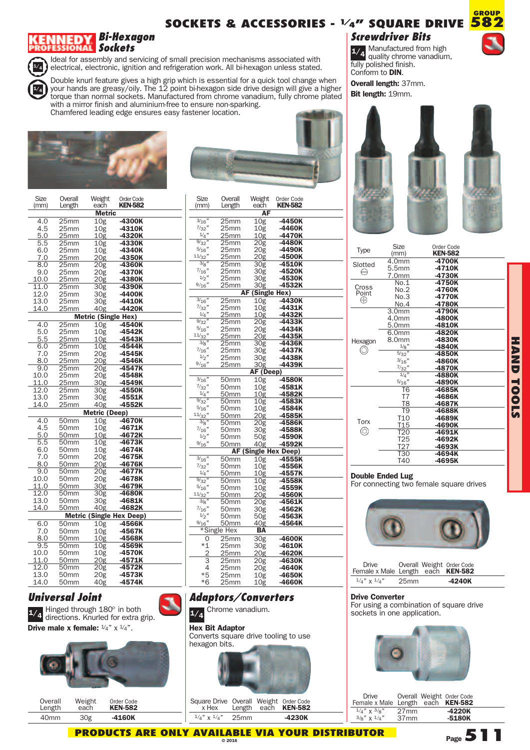# SOCKETS & ACCESSORIES - ¼" SQUARE DRIVE

GROUP 582

## KENNEDY PROFESSIONAL *Bi-Hexagon Sockets*

Ideal for assembly and servicing of small precision mechanisms associated with electrical, electronic, ignition and refrigeration work. All bi-hexagon unless stated.

Double knurl feature gives a high grip which is essential for a quick tool change when your hands are greasy/oily. The 12 point bi-hexagon side drive design will give a higher torque than normal sockets. Manufactured from chrome vanadium, fully chrome plated with a mirror finish and aluminium-free to ensure non-sparking.
Chamfered leading edge ensures easy fastener location.

| Size (mm) | Overall Length | Weight each | Order Code KEN-582 |
|---|---|---|---|
| **Metric** | | | |
| 4.0 | 25mm | 10g | -4300K |
| 4.5 | 25mm | 10g | -4310K |
| 5.0 | 25mm | 10g | -4320K |
| 5.5 | 25mm | 10g | -4330K |
| 6.0 | 25mm | 10g | -4340K |
| 7.0 | 25mm | 20g | -4350K |
| 8.0 | 25mm | 20g | -4360K |
| 9.0 | 25mm | 20g | -4370K |
| 10.0 | 25mm | 20g | -4380K |
| 11.0 | 25mm | 30g | -4390K |
| 12.0 | 25mm | 30g | -4400K |
| 13.0 | 25mm | 30g | -4410K |
| 14.0 | 25mm | 40g | -4420K |
| **Metric (Single Hex)** | | | |
| 4.0 | 25mm | 10g | -4540K |
| 5.0 | 25mm | 10g | -4542K |
| 5.5 | 25mm | 10g | -4543K |
| 6.0 | 25mm | 10g | -4544K |
| 7.0 | 25mm | 20g | -4545K |
| 8.0 | 25mm | 20g | -4546K |
| 9.0 | 25mm | 20g | -4547K |
| 10.0 | 25mm | 20g | -4548K |
| 11.0 | 25mm | 30g | -4549K |
| 12.0 | 25mm | 30g | -4550K |
| 13.0 | 25mm | 30g | -4551K |
| 14.0 | 25mm | 40g | -4552K |
| **Metric (Deep)** | | | |
| 4.0 | 50mm | 10g | -4670K |
| 4.5 | 50mm | 10g | -4671K |
| 5.0 | 50mm | 10g | -4672K |
| 5.5 | 50mm | 10g | -4673K |
| 6.0 | 50mm | 10g | -4674K |
| 7.0 | 50mm | 20g | -4675K |
| 8.0 | 50mm | 20g | -4676K |
| 9.0 | 50mm | 20g | -4677K |
| 10.0 | 50mm | 20g | -4678K |
| 11.0 | 50mm | 30g | -4679K |
| 12.0 | 50mm | 30g | -4680K |
| 13.0 | 50mm | 30g | -4681K |
| 14.0 | 50mm | 40g | -4682K |
| **Metric (Single Hex Deep)** | | | |
| 6.0 | 50mm | 10g | -4566K |
| 7.0 | 50mm | 10g | -4567K |
| 8.0 | 50mm | 10g | -4568K |
| 9.5 | 50mm | 10g | -4569K |
| 10.0 | 50mm | 10g | -4570K |
| 11.0 | 50mm | 20g | -4571K |
| 12.0 | 50mm | 20g | -4572K |
| 13.0 | 50mm | 20g | -4573K |
| 14.0 | 50mm | 40g | -4574K |

| Size (mm) | Overall Length | Weight each | Order Code KEN-582 |
|---|---|---|---|
| **AF** | | | |
| 3/16" | 25mm | 10g | -4450K |
| 7/32" | 25mm | 10g | -4460K |
| 1/4" | 25mm | 10g | -4470K |
| 9/32" | 25mm | 20g | -4480K |
| 5/16" | 25mm | 20g | -4490K |
| 11/32" | 25mm | 20g | -4500K |
| 3/8" | 25mm | 30g | -4510K |
| 7/16" | 25mm | 30g | -4520K |
| 1/2" | 25mm | 30g | -4530K |
| 9/16" | 25mm | 30g | -4532K |
| **AF (Single Hex)** | | | |
| 3/16" | 25mm | 10g | -4430K |
| 7/32" | 25mm | 10g | -4431K |
| 1/4" | 25mm | 10g | -4432K |
| 9/32" | 25mm | 20g | -4433K |
| 5/16" | 25mm | 20g | -4434K |
| 11/32" | 25mm | 20g | -4435K |
| 3/8" | 25mm | 30g | -4436K |
| 7/16" | 25mm | 30g | -4437K |
| 1/2" | 25mm | 30g | -4438K |
| 9/16" | 25mm | 30g | -4439K |
| **AF (Deep)** | | | |
| 3/16" | 50mm | 10g | -4580K |
| 7/32" | 50mm | 10g | -4581K |
| 1/4" | 50mm | 10g | -4582K |
| 9/32" | 50mm | 10g | -4583K |
| 5/16" | 50mm | 10g | -4584K |
| 11/32" | 50mm | 20g | -4585K |
| 3/8" | 50mm | 20g | -4586K |
| 7/16" | 50mm | 30g | -4588K |
| 1/2" | 50mm | 50g | -4590K |
| 9/16" | 50mm | 40g | -4592K |
| **AF (Single Hex Deep)** | | | |
| 3/16" | 50mm | 10g | -4555K |
| 7/32" | 50mm | 10g | -4556K |
| 1/4" | 50mm | 10g | -4557K |
| 9/32" | 50mm | 10g | -4558K |
| 5/16" | 50mm | 10g | -4559K |
| 11/32" | 50mm | 20g | -4560K |
| 3/8" | 50mm | 20g | -4561K |
| 7/16" | 50mm | 30g | -4562K |
| 1/2" | 50mm | 50g | -4563K |
| 9/16" | 50mm | 40g | -4564K |
| *Single Hex | | **BA** | |
| 0 | 25mm | 30g | -4600K |
| *1 | 25mm | 30g | -4610K |
| 2 | 25mm | 20g | -4620K |
| 3 | 25mm | 20g | -4630K |
| 4 | 25mm | 20g | -4640K |
| *5 | 25mm | 10g | -4650K |
| *6 | 25mm | 10g | -4660K |

## *Universal Joint*

Hinged through 180° in both directions. Knurled for extra grip.

**Drive male x female:** 1/4" x 1/4".

| Overall Length | Weight each | Order Code KEN-582 |
|---|---|---|
| 40mm | 30g | -4160K |

## *Adaptors/Converters*

Chrome vanadium.

**Hex Bit Adaptor**
Converts square drive tooling to use hexagon bits.

| Square Drive x Hex | Overall Length | Weight each | Order Code KEN-582 |
|---|---|---|---|
| 1/4" x 1/4" | 25mm | | -4230K |

## *Screwdriver Bits*

Manufactured from high quality chrome vanadium, fully polished finish.
Conform to **DIN**.

**Overall length:** 37mm.

**Bit length:** 19mm.

| Type | Size (mm) | Order Code KEN-582 |
|---|---|---|
| Slotted | 4.0mm | -4700K |
| | 5.5mm | -4710K |
| | 7.0mm | -4730K |
| Cross Point | No.1 | -4750K |
| | No.2 | -4760K |
| | No.3 | -4770K |
| | No.4 | -4780K |
| Hexagon | 3.0mm | -4790K |
| | 4.0mm | -4800K |
| | 5.0mm | -4810K |
| | 6.0mm | -4820K |
| | 8.0mm | -4830K |
| | 1/8" | -4840K |
| | 5/32" | -4850K |
| | 3/16" | -4860K |
| | 7/32" | -4870K |
| | 1/4" | -4880K |
| | 5/16" | -4890K |
| Torx | T6 | -4685K |
| | T7 | -4686K |
| | T8 | -4687K |
| | T9 | -4688K |
| | T10 | -4689K |
| | T15 | -4690K |
| | T20 | -4691K |
| | T25 | -4692K |
| | T27 | -4693K |
| | T30 | -4694K |
| | T40 | -4695K |

**Double Ended Lug**
For connecting two female square drives

| Drive Female x Male | Overall Length | Weight each | Order Code KEN-582 |
|---|---|---|---|
| 1/4" x 1/4" | 25mm | | -4240K |

**Drive Converter**
For using a combination of square drive sockets in one application.

| Drive Female x Male | Overall Length | Weight each | Order Code KEN-582 |
|---|---|---|---|
| 1/4" x 3/8" | 27mm | | -4220K |
| 3/8" x 1/4" | 37mm | | -5180K |

HAND TOOLS

**PRODUCTS ARE ONLY AVAILABLE VIA YOUR DISTRIBUTOR**

© 2016